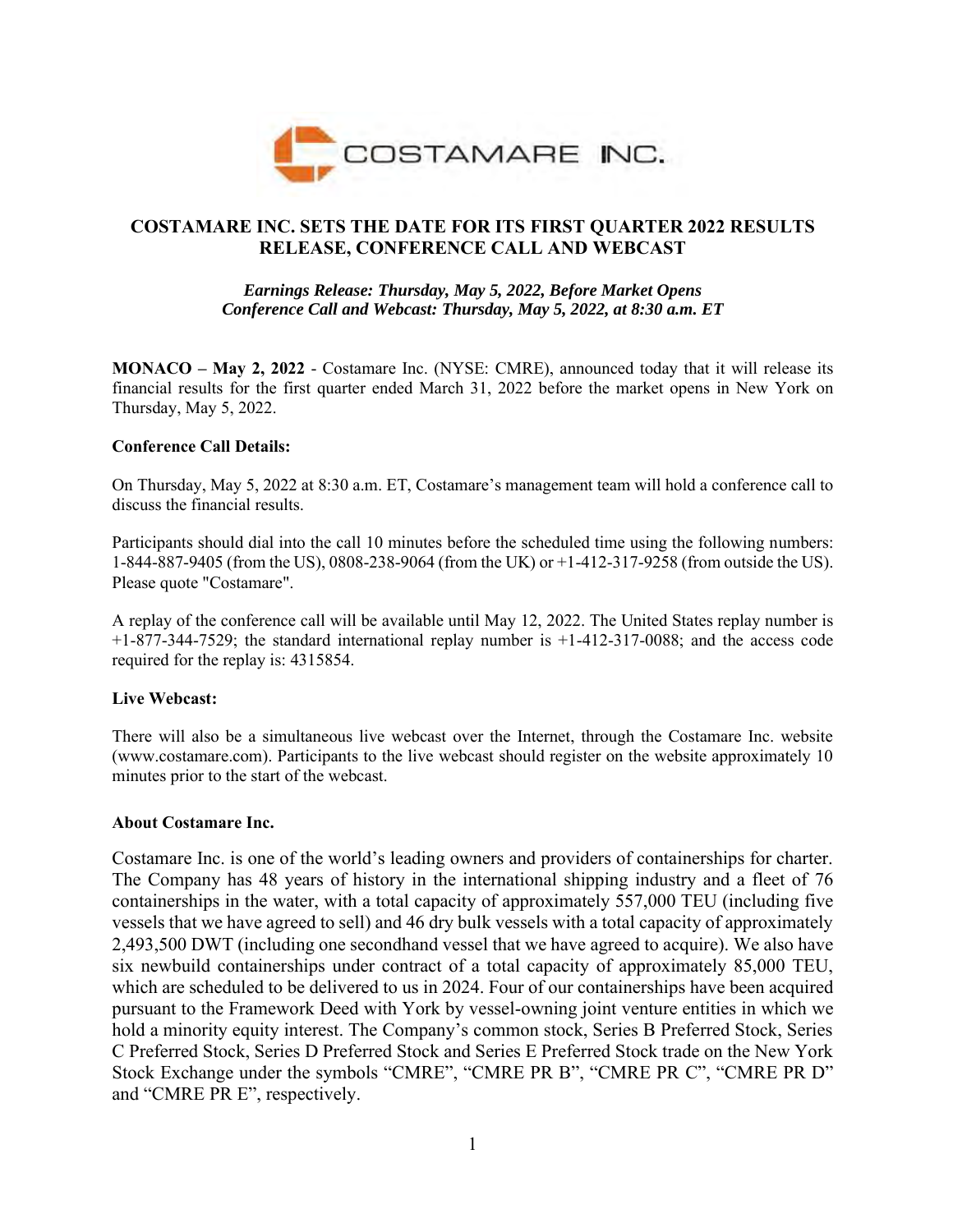# COSTAMARE INC. SETS THE DATE FOR ITS FIRST QUARTER 2022 RESULTS RELEASE, CONFERENCE CALL AND WEBCAST

***Earnings Release: Thursday, May 5, 2022, Before Market Opens***
***Conference Call and Webcast: Thursday, May 5, 2022, at 8:30 a.m. ET***

**MONACO – May 2, 2022** - Costamare Inc. (NYSE: CMRE), announced today that it will release its financial results for the first quarter ended March 31, 2022 before the market opens in New York on Thursday, May 5, 2022.

**Conference Call Details:**

On Thursday, May 5, 2022 at 8:30 a.m. ET, Costamare's management team will hold a conference call to discuss the financial results.

Participants should dial into the call 10 minutes before the scheduled time using the following numbers: 1-844-887-9405 (from the US), 0808-238-9064 (from the UK) or +1-412-317-9258 (from outside the US). Please quote "Costamare".

A replay of the conference call will be available until May 12, 2022. The United States replay number is +1-877-344-7529; the standard international replay number is +1-412-317-0088; and the access code required for the replay is: 4315854.

**Live Webcast:**

There will also be a simultaneous live webcast over the Internet, through the Costamare Inc. website (www.costamare.com). Participants to the live webcast should register on the website approximately 10 minutes prior to the start of the webcast.

**About Costamare Inc.**

Costamare Inc. is one of the world's leading owners and providers of containerships for charter. The Company has 48 years of history in the international shipping industry and a fleet of 76 containerships in the water, with a total capacity of approximately 557,000 TEU (including five vessels that we have agreed to sell) and 46 dry bulk vessels with a total capacity of approximately 2,493,500 DWT (including one secondhand vessel that we have agreed to acquire). We also have six newbuild containerships under contract of a total capacity of approximately 85,000 TEU, which are scheduled to be delivered to us in 2024. Four of our containerships have been acquired pursuant to the Framework Deed with York by vessel-owning joint venture entities in which we hold a minority equity interest. The Company's common stock, Series B Preferred Stock, Series C Preferred Stock, Series D Preferred Stock and Series E Preferred Stock trade on the New York Stock Exchange under the symbols "CMRE", "CMRE PR B", "CMRE PR C", "CMRE PR D" and "CMRE PR E", respectively.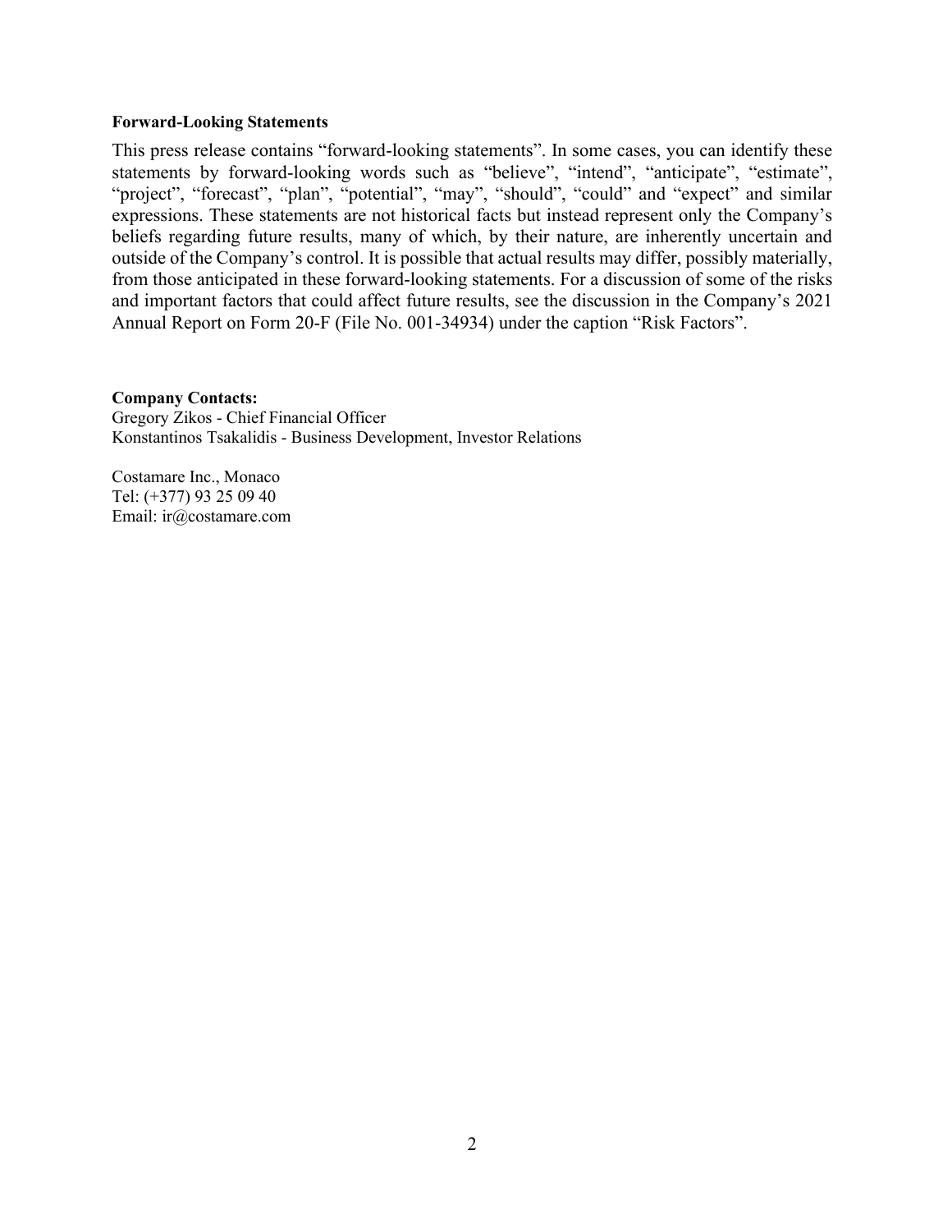**Forward-Looking Statements**

This press release contains "forward-looking statements". In some cases, you can identify these statements by forward-looking words such as "believe", "intend", "anticipate", "estimate", "project", "forecast", "plan", "potential", "may", "should", "could" and "expect" and similar expressions. These statements are not historical facts but instead represent only the Company's beliefs regarding future results, many of which, by their nature, are inherently uncertain and outside of the Company's control. It is possible that actual results may differ, possibly materially, from those anticipated in these forward-looking statements. For a discussion of some of the risks and important factors that could affect future results, see the discussion in the Company's 2021 Annual Report on Form 20-F (File No. 001-34934) under the caption "Risk Factors".

**Company Contacts:**
Gregory Zikos - Chief Financial Officer
Konstantinos Tsakalidis - Business Development, Investor Relations

Costamare Inc., Monaco
Tel: (+377) 93 25 09 40
Email: ir@costamare.com